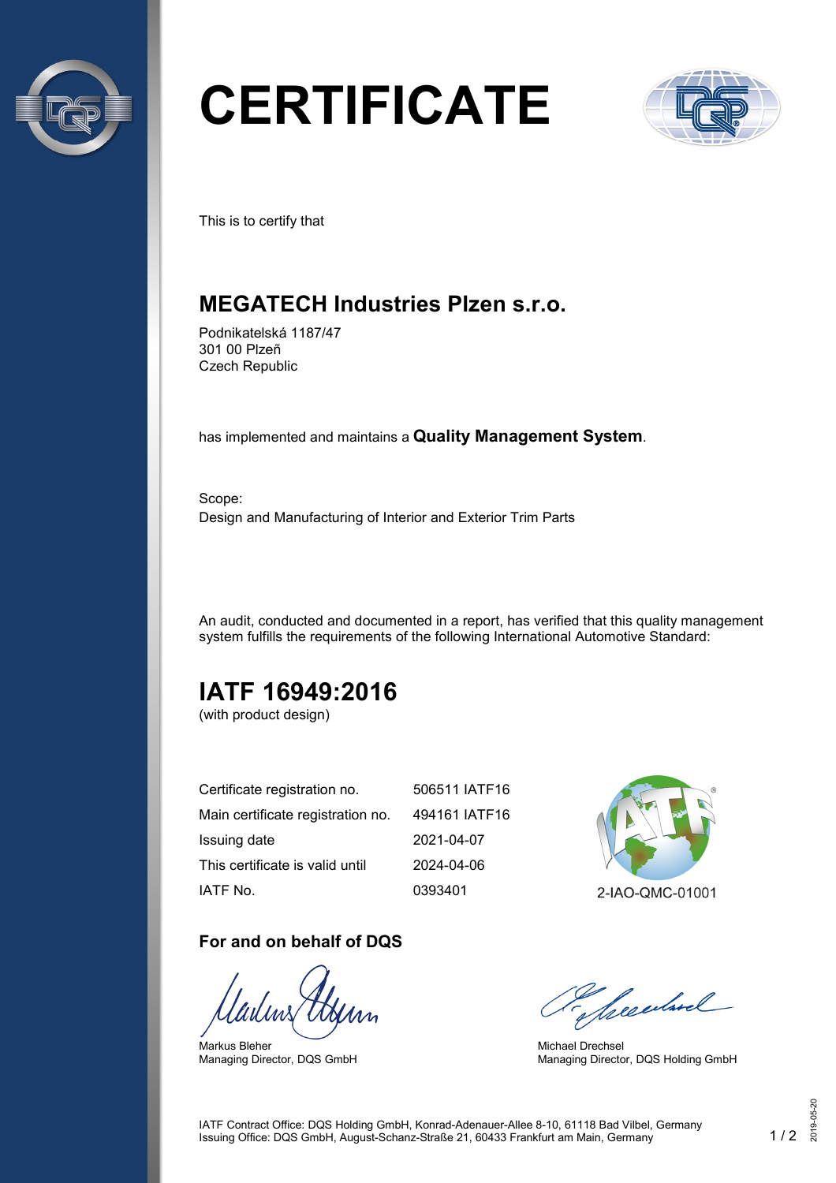# CERTIFICATE

This is to certify that

## MEGATECH Industries Plzen s.r.o.

Podnikatelská 1187/47
301 00 Plzeň
Czech Republic

has implemented and maintains a **Quality Management System**.

Scope:
Design and Manufacturing of Interior and Exterior Trim Parts

An audit, conducted and documented in a report, has verified that this quality management system fulfills the requirements of the following International Automotive Standard:

## IATF 16949:2016

(with product design)

| | |
|---|---|
| Certificate registration no. | 506511 IATF16 |
| Main certificate registration no. | 494161 IATF16 |
| Issuing date | 2021-04-07 |
| This certificate is valid until | 2024-04-06 |
| IATF No. | 0393401 |

2-IAO-QMC-01001

### For and on behalf of DQS

Markus Bleher
Managing Director, DQS GmbH

Michael Drechsel
Managing Director, DQS Holding GmbH

IATF Contract Office: DQS Holding GmbH, Konrad-Adenauer-Allee 8-10, 61118 Bad Vilbel, Germany
Issuing Office: DQS GmbH, August-Schanz-Straße 21, 60433 Frankfurt am Main, Germany

2019-05-20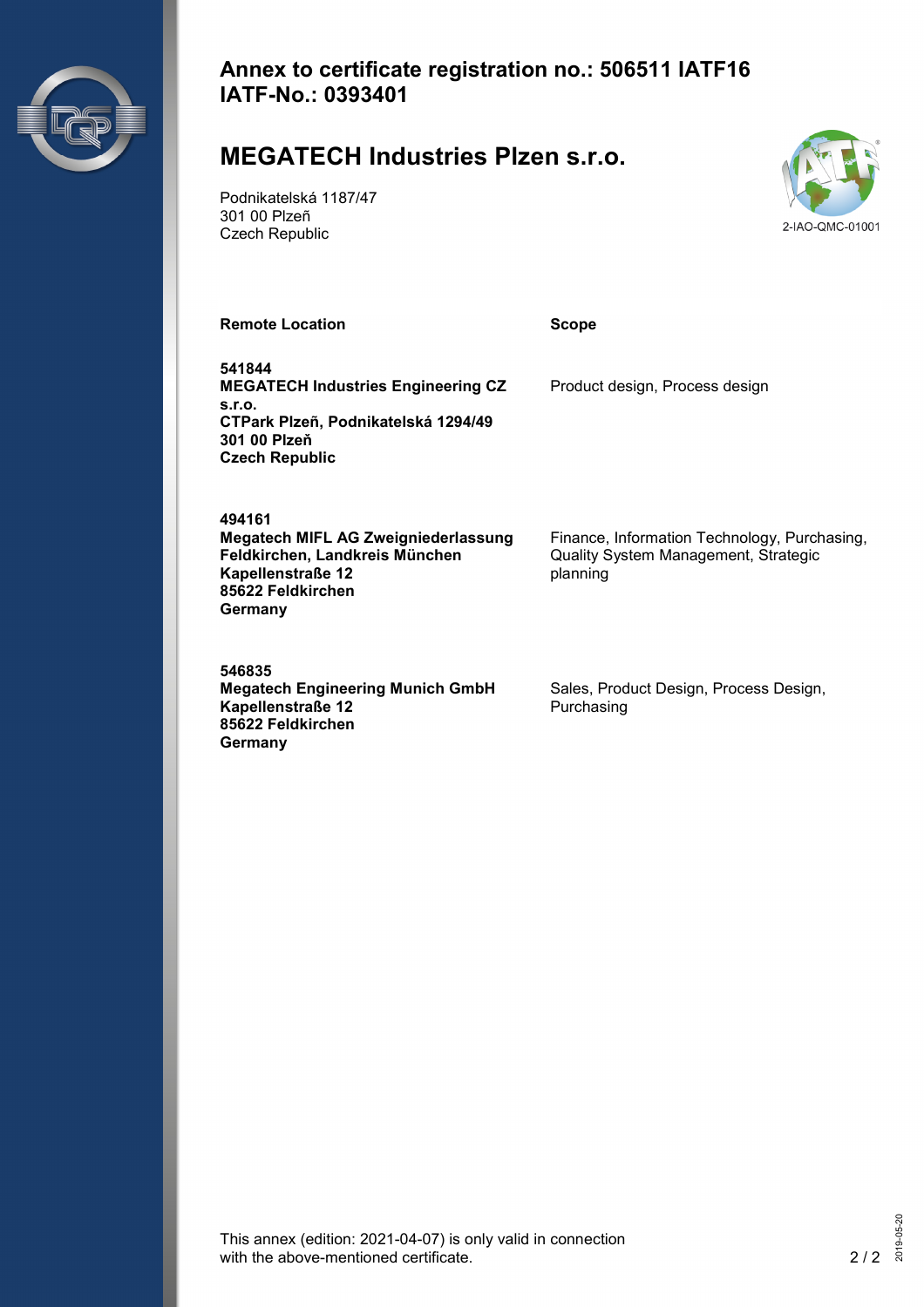# Annex to certificate registration no.: 506511 IATF16
# IATF-No.: 0393401

## MEGATECH Industries Plzen s.r.o.

Podnikatelská 1187/47
301 00 Plzeň
Czech Republic

2-IAO-QMC-01001

| Remote Location | Scope |
|---|---|
| **541844**<br>**MEGATECH Industries Engineering CZ s.r.o.**<br>**CTPark Plzeň, Podnikatelská 1294/49**<br>**301 00 Plzeň**<br>**Czech Republic** | Product design, Process design |
| **494161**<br>**Megatech MIFL AG Zweigniederlassung Feldkirchen, Landkreis München**<br>**Kapellenstraße 12**<br>**85622 Feldkirchen**<br>**Germany** | Finance, Information Technology, Purchasing, Quality System Management, Strategic planning |
| **546835**<br>**Megatech Engineering Munich GmbH**<br>**Kapellenstraße 12**<br>**85622 Feldkirchen**<br>**Germany** | Sales, Product Design, Process Design, Purchasing |

This annex (edition: 2021-04-07) is only valid in connection with the above-mentioned certificate.

2019-05-20